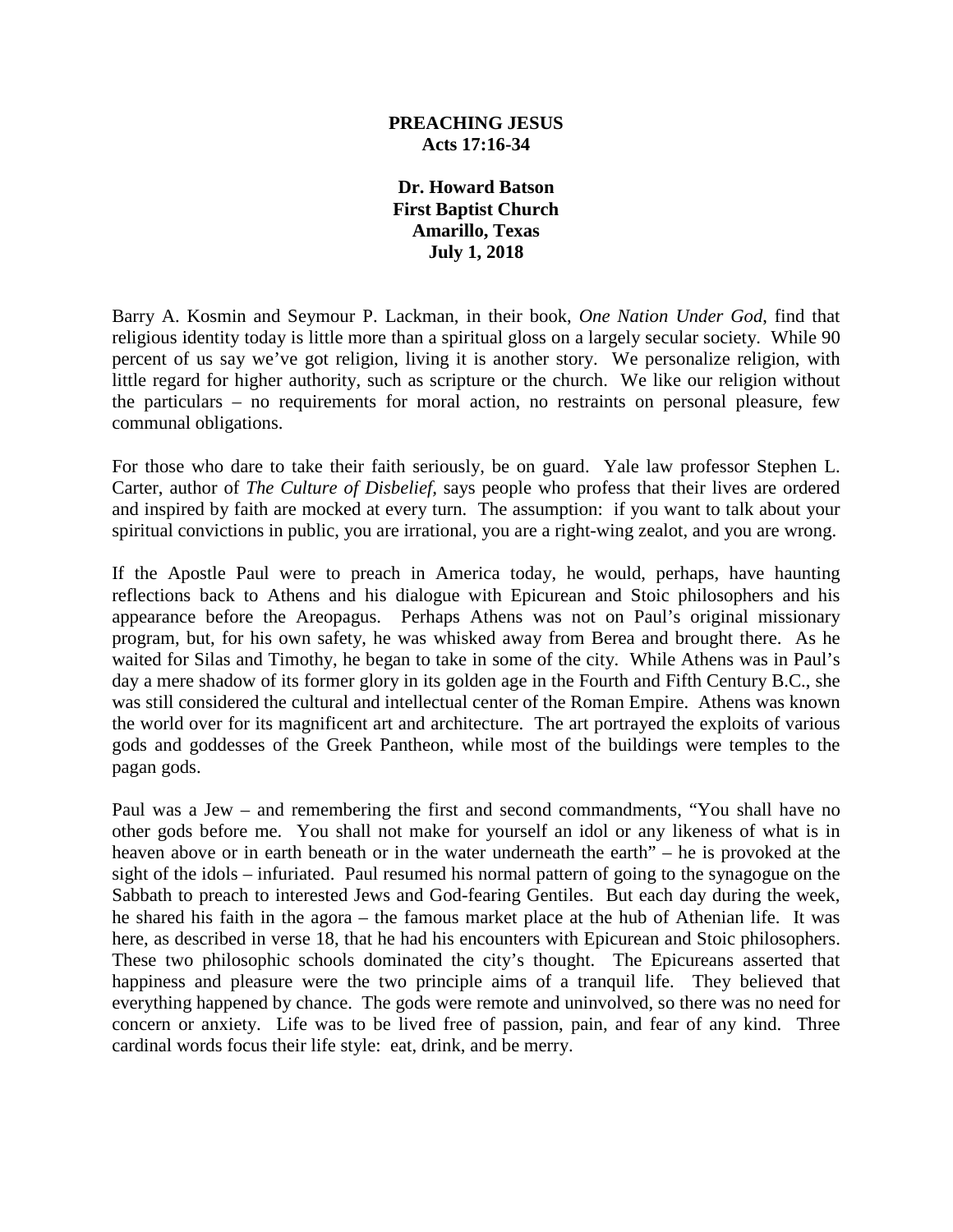**PREACHING JESUS**
**Acts 17:16-34**

**Dr. Howard Batson**
**First Baptist Church**
**Amarillo, Texas**
**July 1, 2018**

Barry A. Kosmin and Seymour P. Lackman, in their book, *One Nation Under God,* find that religious identity today is little more than a spiritual gloss on a largely secular society. While 90 percent of us say we've got religion, living it is another story. We personalize religion, with little regard for higher authority, such as scripture or the church. We like our religion without the particulars – no requirements for moral action, no restraints on personal pleasure, few communal obligations.

For those who dare to take their faith seriously, be on guard. Yale law professor Stephen L. Carter, author of *The Culture of Disbelief,* says people who profess that their lives are ordered and inspired by faith are mocked at every turn. The assumption: if you want to talk about your spiritual convictions in public, you are irrational, you are a right-wing zealot, and you are wrong.

If the Apostle Paul were to preach in America today, he would, perhaps, have haunting reflections back to Athens and his dialogue with Epicurean and Stoic philosophers and his appearance before the Areopagus. Perhaps Athens was not on Paul's original missionary program, but, for his own safety, he was whisked away from Berea and brought there. As he waited for Silas and Timothy, he began to take in some of the city. While Athens was in Paul's day a mere shadow of its former glory in its golden age in the Fourth and Fifth Century B.C., she was still considered the cultural and intellectual center of the Roman Empire. Athens was known the world over for its magnificent art and architecture. The art portrayed the exploits of various gods and goddesses of the Greek Pantheon, while most of the buildings were temples to the pagan gods.

Paul was a Jew – and remembering the first and second commandments, "You shall have no other gods before me. You shall not make for yourself an idol or any likeness of what is in heaven above or in earth beneath or in the water underneath the earth" – he is provoked at the sight of the idols – infuriated. Paul resumed his normal pattern of going to the synagogue on the Sabbath to preach to interested Jews and God-fearing Gentiles. But each day during the week, he shared his faith in the agora – the famous market place at the hub of Athenian life. It was here, as described in verse 18, that he had his encounters with Epicurean and Stoic philosophers. These two philosophic schools dominated the city's thought. The Epicureans asserted that happiness and pleasure were the two principle aims of a tranquil life. They believed that everything happened by chance. The gods were remote and uninvolved, so there was no need for concern or anxiety. Life was to be lived free of passion, pain, and fear of any kind. Three cardinal words focus their life style: eat, drink, and be merry.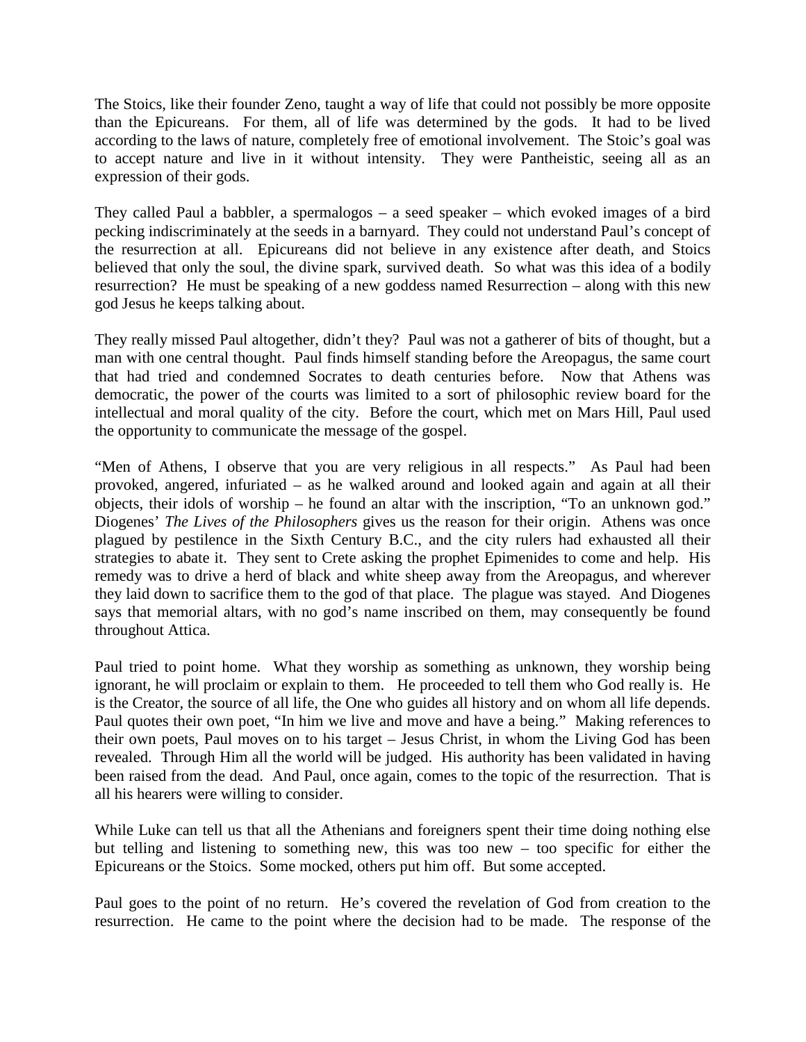The Stoics, like their founder Zeno, taught a way of life that could not possibly be more opposite than the Epicureans. For them, all of life was determined by the gods. It had to be lived according to the laws of nature, completely free of emotional involvement. The Stoic's goal was to accept nature and live in it without intensity. They were Pantheistic, seeing all as an expression of their gods.

They called Paul a babbler, a spermalogos – a seed speaker – which evoked images of a bird pecking indiscriminately at the seeds in a barnyard. They could not understand Paul's concept of the resurrection at all. Epicureans did not believe in any existence after death, and Stoics believed that only the soul, the divine spark, survived death. So what was this idea of a bodily resurrection? He must be speaking of a new goddess named Resurrection – along with this new god Jesus he keeps talking about.

They really missed Paul altogether, didn't they? Paul was not a gatherer of bits of thought, but a man with one central thought. Paul finds himself standing before the Areopagus, the same court that had tried and condemned Socrates to death centuries before. Now that Athens was democratic, the power of the courts was limited to a sort of philosophic review board for the intellectual and moral quality of the city. Before the court, which met on Mars Hill, Paul used the opportunity to communicate the message of the gospel.

"Men of Athens, I observe that you are very religious in all respects." As Paul had been provoked, angered, infuriated – as he walked around and looked again and again at all their objects, their idols of worship – he found an altar with the inscription, "To an unknown god." Diogenes' *The Lives of the Philosophers* gives us the reason for their origin. Athens was once plagued by pestilence in the Sixth Century B.C., and the city rulers had exhausted all their strategies to abate it. They sent to Crete asking the prophet Epimenides to come and help. His remedy was to drive a herd of black and white sheep away from the Areopagus, and wherever they laid down to sacrifice them to the god of that place. The plague was stayed. And Diogenes says that memorial altars, with no god's name inscribed on them, may consequently be found throughout Attica.

Paul tried to point home. What they worship as something as unknown, they worship being ignorant, he will proclaim or explain to them. He proceeded to tell them who God really is. He is the Creator, the source of all life, the One who guides all history and on whom all life depends. Paul quotes their own poet, "In him we live and move and have a being." Making references to their own poets, Paul moves on to his target – Jesus Christ, in whom the Living God has been revealed. Through Him all the world will be judged. His authority has been validated in having been raised from the dead. And Paul, once again, comes to the topic of the resurrection. That is all his hearers were willing to consider.

While Luke can tell us that all the Athenians and foreigners spent their time doing nothing else but telling and listening to something new, this was too new – too specific for either the Epicureans or the Stoics. Some mocked, others put him off. But some accepted.

Paul goes to the point of no return. He's covered the revelation of God from creation to the resurrection. He came to the point where the decision had to be made. The response of the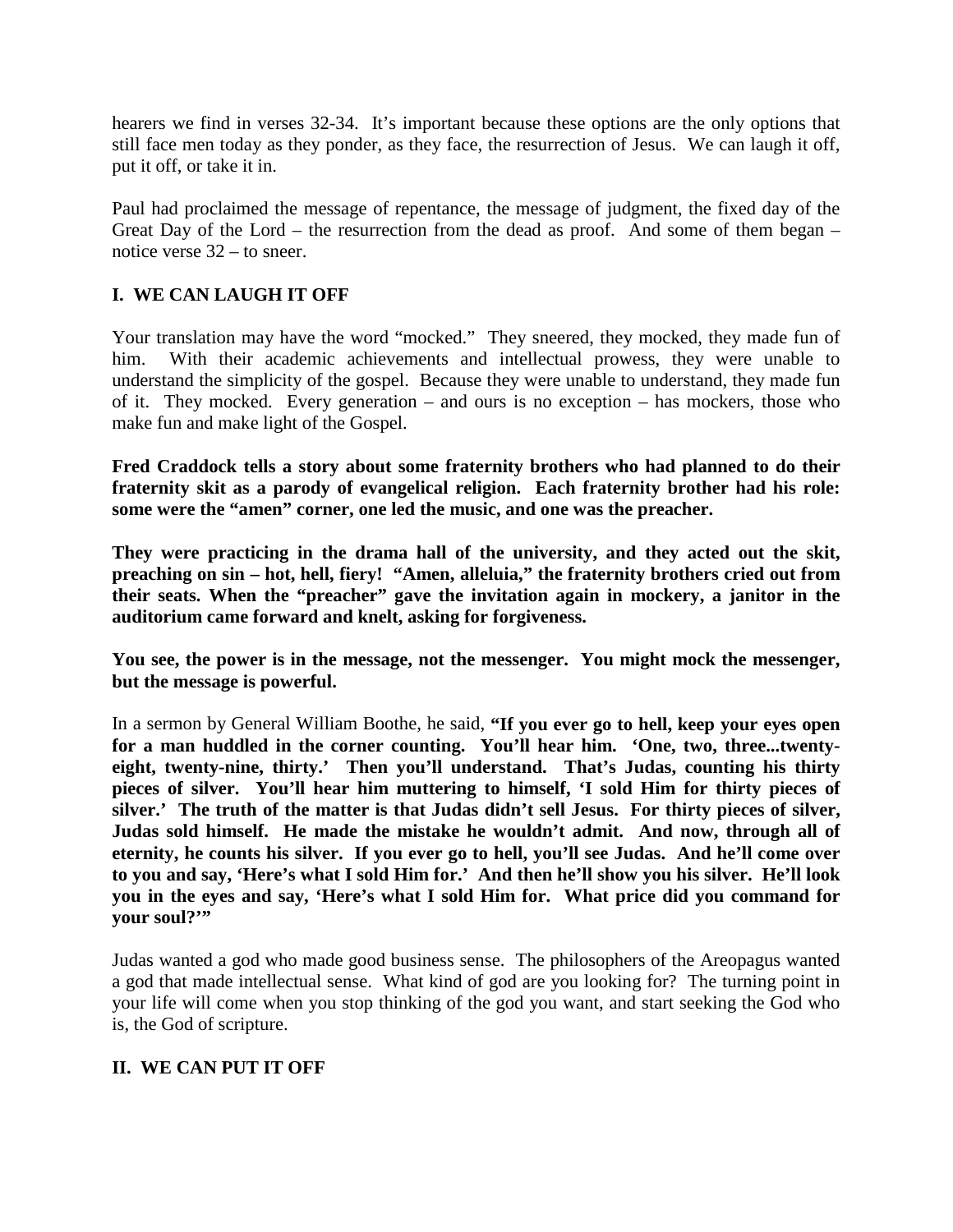hearers we find in verses 32-34. It's important because these options are the only options that still face men today as they ponder, as they face, the resurrection of Jesus. We can laugh it off, put it off, or take it in.

Paul had proclaimed the message of repentance, the message of judgment, the fixed day of the Great Day of the Lord – the resurrection from the dead as proof. And some of them began – notice verse 32 – to sneer.

## I. WE CAN LAUGH IT OFF

Your translation may have the word "mocked." They sneered, they mocked, they made fun of him. With their academic achievements and intellectual prowess, they were unable to understand the simplicity of the gospel. Because they were unable to understand, they made fun of it. They mocked. Every generation – and ours is no exception – has mockers, those who make fun and make light of the Gospel.

**Fred Craddock tells a story about some fraternity brothers who had planned to do their fraternity skit as a parody of evangelical religion. Each fraternity brother had his role: some were the "amen" corner, one led the music, and one was the preacher.**

**They were practicing in the drama hall of the university, and they acted out the skit, preaching on sin – hot, hell, fiery! "Amen, alleluia," the fraternity brothers cried out from their seats. When the "preacher" gave the invitation again in mockery, a janitor in the auditorium came forward and knelt, asking for forgiveness.**

**You see, the power is in the message, not the messenger. You might mock the messenger, but the message is powerful.**

In a sermon by General William Boothe, he said, **"If you ever go to hell, keep your eyes open for a man huddled in the corner counting. You'll hear him. 'One, two, three...twenty-eight, twenty-nine, thirty.' Then you'll understand. That's Judas, counting his thirty pieces of silver. You'll hear him muttering to himself, 'I sold Him for thirty pieces of silver.' The truth of the matter is that Judas didn't sell Jesus. For thirty pieces of silver, Judas sold himself. He made the mistake he wouldn't admit. And now, through all of eternity, he counts his silver. If you ever go to hell, you'll see Judas. And he'll come over to you and say, 'Here's what I sold Him for.' And then he'll show you his silver. He'll look you in the eyes and say, 'Here's what I sold Him for. What price did you command for your soul?'"**

Judas wanted a god who made good business sense. The philosophers of the Areopagus wanted a god that made intellectual sense. What kind of god are you looking for? The turning point in your life will come when you stop thinking of the god you want, and start seeking the God who is, the God of scripture.

## II. WE CAN PUT IT OFF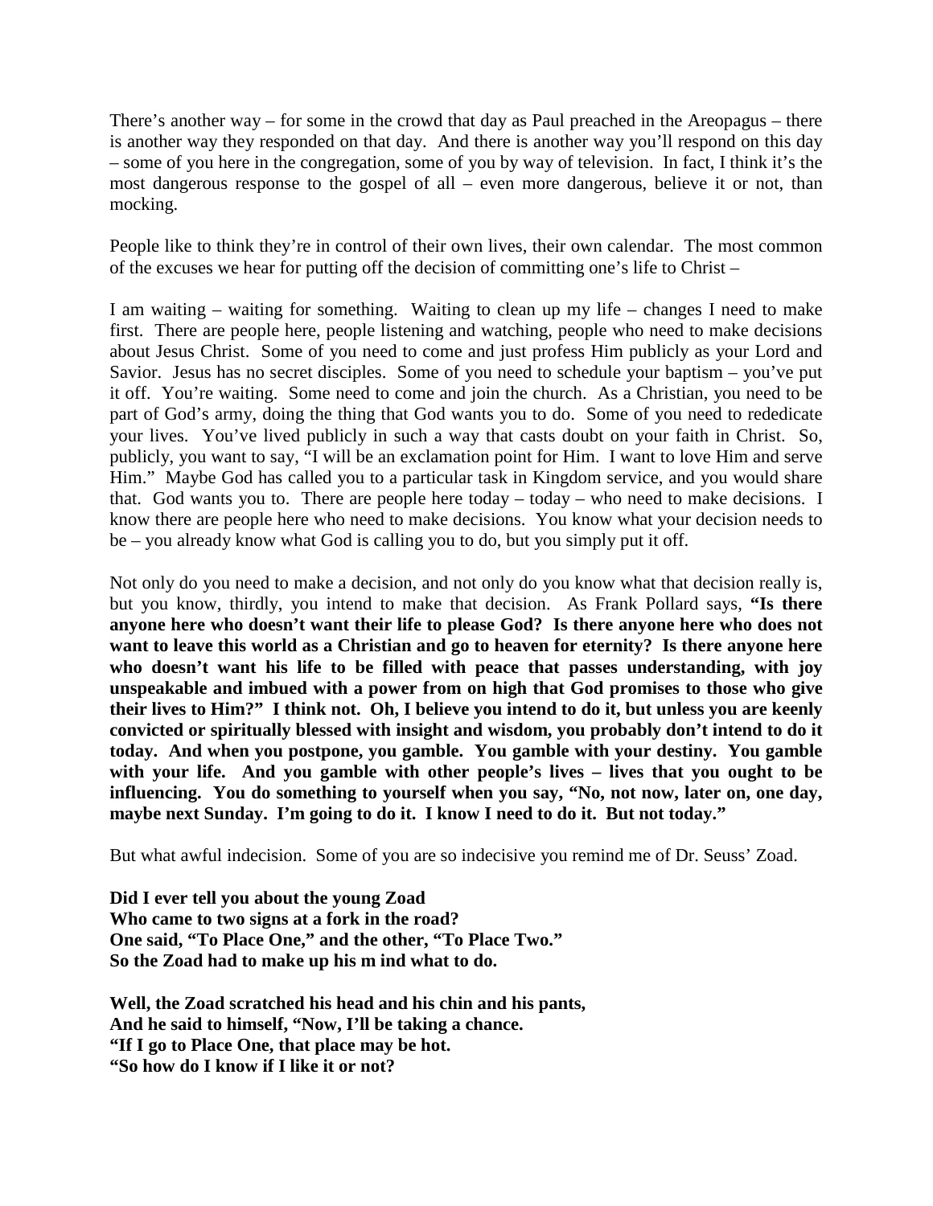There's another way – for some in the crowd that day as Paul preached in the Areopagus – there is another way they responded on that day. And there is another way you'll respond on this day – some of you here in the congregation, some of you by way of television. In fact, I think it's the most dangerous response to the gospel of all – even more dangerous, believe it or not, than mocking.

People like to think they're in control of their own lives, their own calendar. The most common of the excuses we hear for putting off the decision of committing one's life to Christ –

I am waiting – waiting for something. Waiting to clean up my life – changes I need to make first. There are people here, people listening and watching, people who need to make decisions about Jesus Christ. Some of you need to come and just profess Him publicly as your Lord and Savior. Jesus has no secret disciples. Some of you need to schedule your baptism – you've put it off. You're waiting. Some need to come and join the church. As a Christian, you need to be part of God's army, doing the thing that God wants you to do. Some of you need to rededicate your lives. You've lived publicly in such a way that casts doubt on your faith in Christ. So, publicly, you want to say, "I will be an exclamation point for Him. I want to love Him and serve Him." Maybe God has called you to a particular task in Kingdom service, and you would share that. God wants you to. There are people here today – today – who need to make decisions. I know there are people here who need to make decisions. You know what your decision needs to be – you already know what God is calling you to do, but you simply put it off.

Not only do you need to make a decision, and not only do you know what that decision really is, but you know, thirdly, you intend to make that decision. As Frank Pollard says, **"Is there anyone here who doesn't want their life to please God? Is there anyone here who does not want to leave this world as a Christian and go to heaven for eternity? Is there anyone here who doesn't want his life to be filled with peace that passes understanding, with joy unspeakable and imbued with a power from on high that God promises to those who give their lives to Him?" I think not. Oh, I believe you intend to do it, but unless you are keenly convicted or spiritually blessed with insight and wisdom, you probably don't intend to do it today. And when you postpone, you gamble. You gamble with your destiny. You gamble with your life. And you gamble with other people's lives – lives that you ought to be influencing. You do something to yourself when you say, "No, not now, later on, one day, maybe next Sunday. I'm going to do it. I know I need to do it. But not today."**

But what awful indecision. Some of you are so indecisive you remind me of Dr. Seuss' Zoad.

**Did I ever tell you about the young Zoad**
**Who came to two signs at a fork in the road?**
**One said, "To Place One," and the other, "To Place Two."**
**So the Zoad had to make up his m ind what to do.**

**Well, the Zoad scratched his head and his chin and his pants,**
**And he said to himself, "Now, I'll be taking a chance.**
**"If I go to Place One, that place may be hot.**
**"So how do I know if I like it or not?**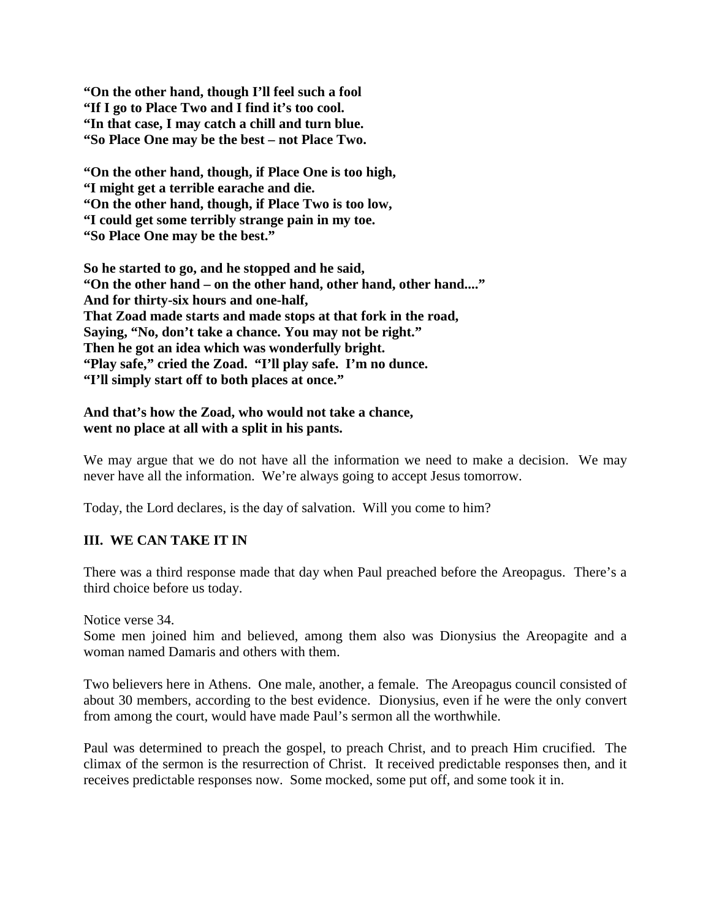**"On the other hand, though I'll feel such a fool**
**"If I go to Place Two and I find it's too cool.**
**"In that case, I may catch a chill and turn blue.**
**"So Place One may be the best – not Place Two.**

**"On the other hand, though, if Place One is too high,**
**"I might get a terrible earache and die.**
**"On the other hand, though, if Place Two is too low,**
**"I could get some terribly strange pain in my toe.**
**"So Place One may be the best."**

**So he started to go, and he stopped and he said,**
**"On the other hand – on the other hand, other hand, other hand...."**
**And for thirty-six hours and one-half,**
**That Zoad made starts and made stops at that fork in the road,**
**Saying, "No, don't take a chance. You may not be right."**
**Then he got an idea which was wonderfully bright.**
**"Play safe," cried the Zoad. "I'll play safe. I'm no dunce.**
**"I'll simply start off to both places at once."**

**And that's how the Zoad, who would not take a chance,**
**went no place at all with a split in his pants.**

We may argue that we do not have all the information we need to make a decision. We may never have all the information. We're always going to accept Jesus tomorrow.

Today, the Lord declares, is the day of salvation. Will you come to him?

## III. WE CAN TAKE IT IN

There was a third response made that day when Paul preached before the Areopagus. There's a third choice before us today.

Notice verse 34.
Some men joined him and believed, among them also was Dionysius the Areopagite and a woman named Damaris and others with them.

Two believers here in Athens. One male, another, a female. The Areopagus council consisted of about 30 members, according to the best evidence. Dionysius, even if he were the only convert from among the court, would have made Paul's sermon all the worthwhile.

Paul was determined to preach the gospel, to preach Christ, and to preach Him crucified. The climax of the sermon is the resurrection of Christ. It received predictable responses then, and it receives predictable responses now. Some mocked, some put off, and some took it in.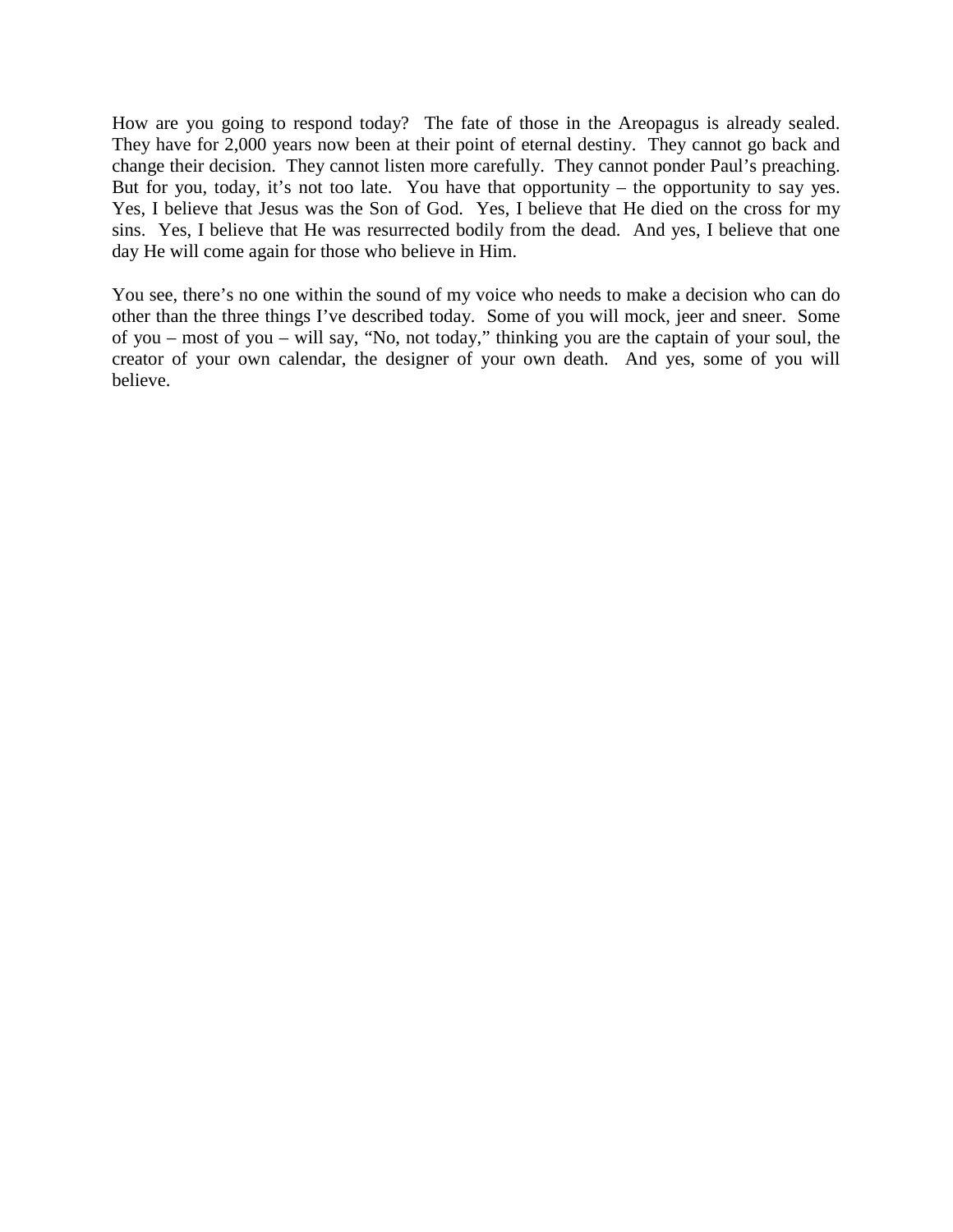How are you going to respond today? The fate of those in the Areopagus is already sealed. They have for 2,000 years now been at their point of eternal destiny. They cannot go back and change their decision. They cannot listen more carefully. They cannot ponder Paul's preaching. But for you, today, it's not too late. You have that opportunity – the opportunity to say yes. Yes, I believe that Jesus was the Son of God. Yes, I believe that He died on the cross for my sins. Yes, I believe that He was resurrected bodily from the dead. And yes, I believe that one day He will come again for those who believe in Him.

You see, there's no one within the sound of my voice who needs to make a decision who can do other than the three things I've described today. Some of you will mock, jeer and sneer. Some of you – most of you – will say, "No, not today," thinking you are the captain of your soul, the creator of your own calendar, the designer of your own death. And yes, some of you will believe.